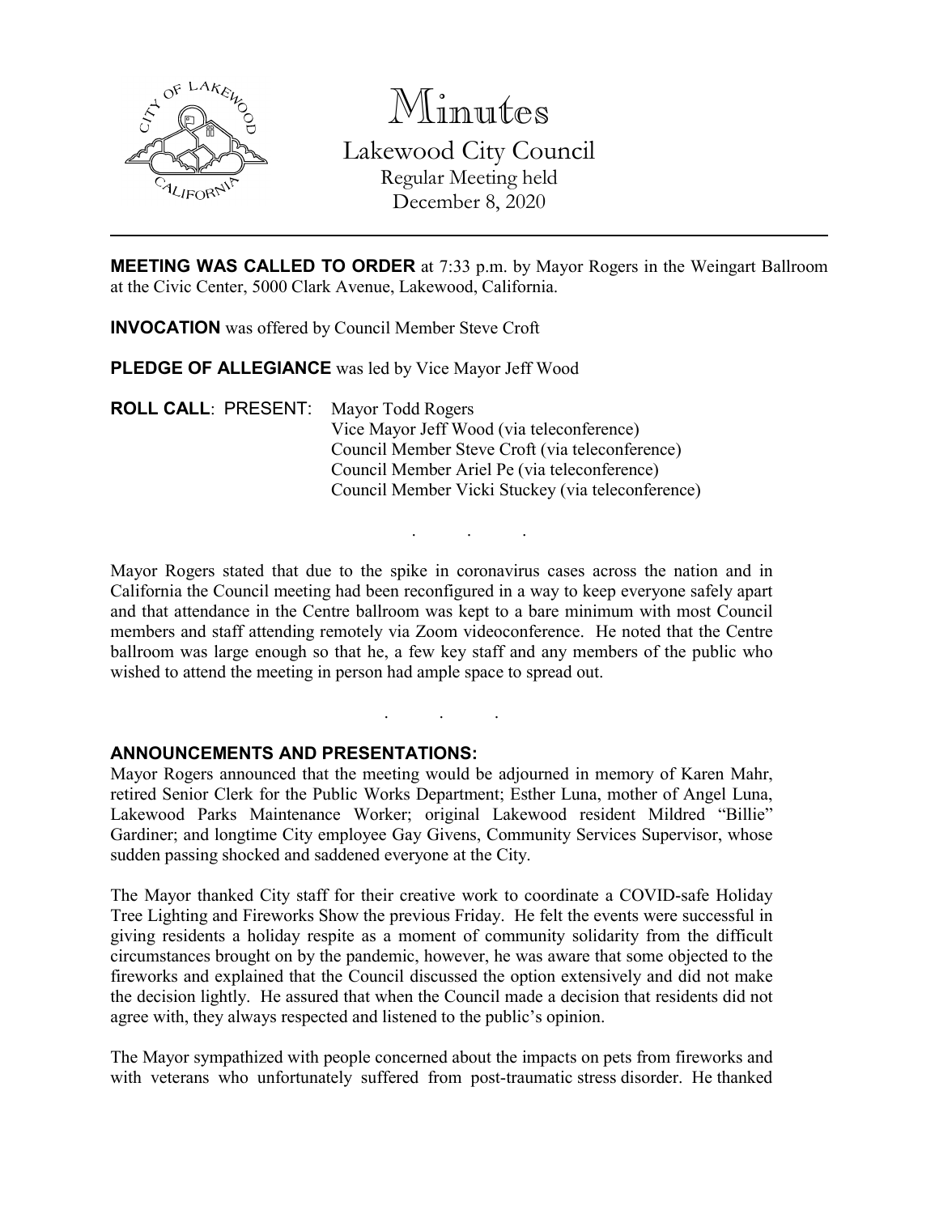# Minutes

## Lakewood City Council

Regular Meeting held
December 8, 2020

---

**MEETING WAS CALLED TO ORDER** at 7:33 p.m. by Mayor Rogers in the Weingart Ballroom at the Civic Center, 5000 Clark Avenue, Lakewood, California.

**INVOCATION** was offered by Council Member Steve Croft

**PLEDGE OF ALLEGIANCE** was led by Vice Mayor Jeff Wood

**ROLL CALL**: PRESENT: Mayor Todd Rogers
Vice Mayor Jeff Wood (via teleconference)
Council Member Steve Croft (via teleconference)
Council Member Ariel Pe (via teleconference)
Council Member Vicki Stuckey (via teleconference)

. . .

Mayor Rogers stated that due to the spike in coronavirus cases across the nation and in California the Council meeting had been reconfigured in a way to keep everyone safely apart and that attendance in the Centre ballroom was kept to a bare minimum with most Council members and staff attending remotely via Zoom videoconference. He noted that the Centre ballroom was large enough so that he, a few key staff and any members of the public who wished to attend the meeting in person had ample space to spread out.

. . .

**ANNOUNCEMENTS AND PRESENTATIONS:**

Mayor Rogers announced that the meeting would be adjourned in memory of Karen Mahr, retired Senior Clerk for the Public Works Department; Esther Luna, mother of Angel Luna, Lakewood Parks Maintenance Worker; original Lakewood resident Mildred "Billie" Gardiner; and longtime City employee Gay Givens, Community Services Supervisor, whose sudden passing shocked and saddened everyone at the City.

The Mayor thanked City staff for their creative work to coordinate a COVID-safe Holiday Tree Lighting and Fireworks Show the previous Friday. He felt the events were successful in giving residents a holiday respite as a moment of community solidarity from the difficult circumstances brought on by the pandemic, however, he was aware that some objected to the fireworks and explained that the Council discussed the option extensively and did not make the decision lightly. He assured that when the Council made a decision that residents did not agree with, they always respected and listened to the public's opinion.

The Mayor sympathized with people concerned about the impacts on pets from fireworks and with veterans who unfortunately suffered from post-traumatic stress disorder. He thanked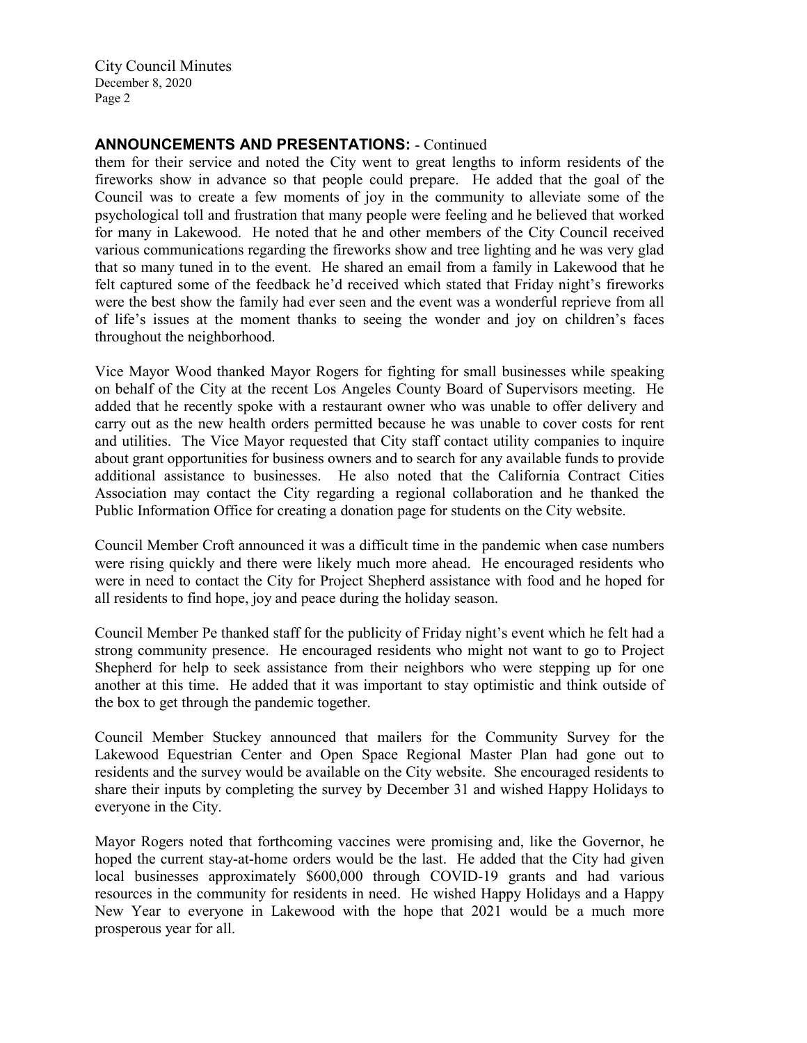## ANNOUNCEMENTS AND PRESENTATIONS: - Continued

them for their service and noted the City went to great lengths to inform residents of the fireworks show in advance so that people could prepare. He added that the goal of the Council was to create a few moments of joy in the community to alleviate some of the psychological toll and frustration that many people were feeling and he believed that worked for many in Lakewood. He noted that he and other members of the City Council received various communications regarding the fireworks show and tree lighting and he was very glad that so many tuned in to the event. He shared an email from a family in Lakewood that he felt captured some of the feedback he'd received which stated that Friday night's fireworks were the best show the family had ever seen and the event was a wonderful reprieve from all of life's issues at the moment thanks to seeing the wonder and joy on children's faces throughout the neighborhood.

Vice Mayor Wood thanked Mayor Rogers for fighting for small businesses while speaking on behalf of the City at the recent Los Angeles County Board of Supervisors meeting. He added that he recently spoke with a restaurant owner who was unable to offer delivery and carry out as the new health orders permitted because he was unable to cover costs for rent and utilities. The Vice Mayor requested that City staff contact utility companies to inquire about grant opportunities for business owners and to search for any available funds to provide additional assistance to businesses. He also noted that the California Contract Cities Association may contact the City regarding a regional collaboration and he thanked the Public Information Office for creating a donation page for students on the City website.

Council Member Croft announced it was a difficult time in the pandemic when case numbers were rising quickly and there were likely much more ahead. He encouraged residents who were in need to contact the City for Project Shepherd assistance with food and he hoped for all residents to find hope, joy and peace during the holiday season.

Council Member Pe thanked staff for the publicity of Friday night's event which he felt had a strong community presence. He encouraged residents who might not want to go to Project Shepherd for help to seek assistance from their neighbors who were stepping up for one another at this time. He added that it was important to stay optimistic and think outside of the box to get through the pandemic together.

Council Member Stuckey announced that mailers for the Community Survey for the Lakewood Equestrian Center and Open Space Regional Master Plan had gone out to residents and the survey would be available on the City website. She encouraged residents to share their inputs by completing the survey by December 31 and wished Happy Holidays to everyone in the City.

Mayor Rogers noted that forthcoming vaccines were promising and, like the Governor, he hoped the current stay-at-home orders would be the last. He added that the City had given local businesses approximately $600,000 through COVID-19 grants and had various resources in the community for residents in need. He wished Happy Holidays and a Happy New Year to everyone in Lakewood with the hope that 2021 would be a much more prosperous year for all.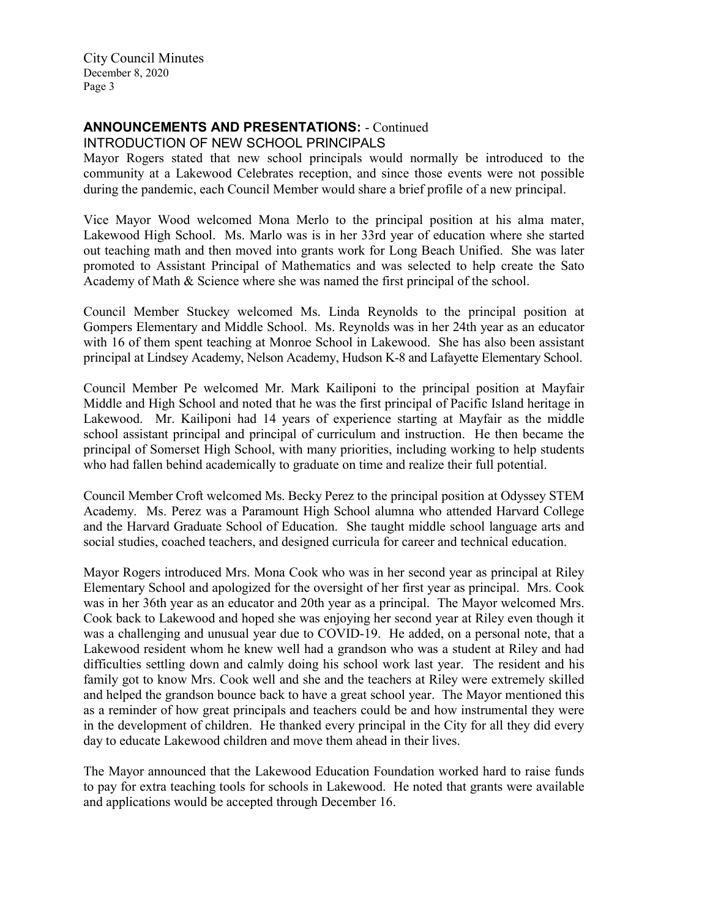## ANNOUNCEMENTS AND PRESENTATIONS: - Continued

INTRODUCTION OF NEW SCHOOL PRINCIPALS

Mayor Rogers stated that new school principals would normally be introduced to the community at a Lakewood Celebrates reception, and since those events were not possible during the pandemic, each Council Member would share a brief profile of a new principal.

Vice Mayor Wood welcomed Mona Merlo to the principal position at his alma mater, Lakewood High School. Ms. Marlo was is in her 33rd year of education where she started out teaching math and then moved into grants work for Long Beach Unified. She was later promoted to Assistant Principal of Mathematics and was selected to help create the Sato Academy of Math & Science where she was named the first principal of the school.

Council Member Stuckey welcomed Ms. Linda Reynolds to the principal position at Gompers Elementary and Middle School. Ms. Reynolds was in her 24th year as an educator with 16 of them spent teaching at Monroe School in Lakewood. She has also been assistant principal at Lindsey Academy, Nelson Academy, Hudson K-8 and Lafayette Elementary School.

Council Member Pe welcomed Mr. Mark Kailiponi to the principal position at Mayfair Middle and High School and noted that he was the first principal of Pacific Island heritage in Lakewood. Mr. Kailiponi had 14 years of experience starting at Mayfair as the middle school assistant principal and principal of curriculum and instruction. He then became the principal of Somerset High School, with many priorities, including working to help students who had fallen behind academically to graduate on time and realize their full potential.

Council Member Croft welcomed Ms. Becky Perez to the principal position at Odyssey STEM Academy. Ms. Perez was a Paramount High School alumna who attended Harvard College and the Harvard Graduate School of Education. She taught middle school language arts and social studies, coached teachers, and designed curricula for career and technical education.

Mayor Rogers introduced Mrs. Mona Cook who was in her second year as principal at Riley Elementary School and apologized for the oversight of her first year as principal. Mrs. Cook was in her 36th year as an educator and 20th year as a principal. The Mayor welcomed Mrs. Cook back to Lakewood and hoped she was enjoying her second year at Riley even though it was a challenging and unusual year due to COVID-19. He added, on a personal note, that a Lakewood resident whom he knew well had a grandson who was a student at Riley and had difficulties settling down and calmly doing his school work last year. The resident and his family got to know Mrs. Cook well and she and the teachers at Riley were extremely skilled and helped the grandson bounce back to have a great school year. The Mayor mentioned this as a reminder of how great principals and teachers could be and how instrumental they were in the development of children. He thanked every principal in the City for all they did every day to educate Lakewood children and move them ahead in their lives.

The Mayor announced that the Lakewood Education Foundation worked hard to raise funds to pay for extra teaching tools for schools in Lakewood. He noted that grants were available and applications would be accepted through December 16.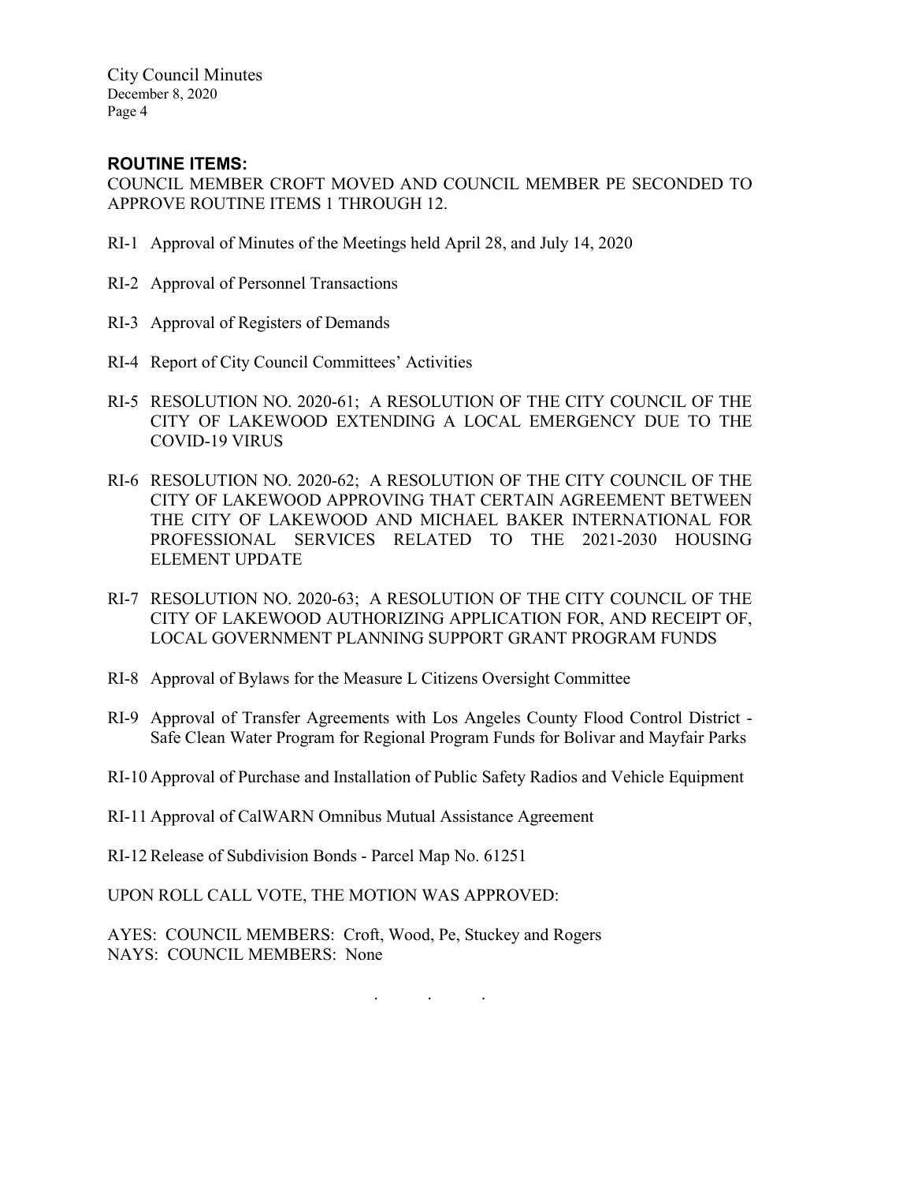## ROUTINE ITEMS:

COUNCIL MEMBER CROFT MOVED AND COUNCIL MEMBER PE SECONDED TO APPROVE ROUTINE ITEMS 1 THROUGH 12.

RI-1 Approval of Minutes of the Meetings held April 28, and July 14, 2020

RI-2 Approval of Personnel Transactions

RI-3 Approval of Registers of Demands

RI-4 Report of City Council Committees' Activities

RI-5 RESOLUTION NO. 2020-61; A RESOLUTION OF THE CITY COUNCIL OF THE CITY OF LAKEWOOD EXTENDING A LOCAL EMERGENCY DUE TO THE COVID-19 VIRUS

RI-6 RESOLUTION NO. 2020-62; A RESOLUTION OF THE CITY COUNCIL OF THE CITY OF LAKEWOOD APPROVING THAT CERTAIN AGREEMENT BETWEEN THE CITY OF LAKEWOOD AND MICHAEL BAKER INTERNATIONAL FOR PROFESSIONAL SERVICES RELATED TO THE 2021-2030 HOUSING ELEMENT UPDATE

RI-7 RESOLUTION NO. 2020-63; A RESOLUTION OF THE CITY COUNCIL OF THE CITY OF LAKEWOOD AUTHORIZING APPLICATION FOR, AND RECEIPT OF, LOCAL GOVERNMENT PLANNING SUPPORT GRANT PROGRAM FUNDS

RI-8 Approval of Bylaws for the Measure L Citizens Oversight Committee

RI-9 Approval of Transfer Agreements with Los Angeles County Flood Control District - Safe Clean Water Program for Regional Program Funds for Bolivar and Mayfair Parks

RI-10 Approval of Purchase and Installation of Public Safety Radios and Vehicle Equipment

RI-11 Approval of CalWARN Omnibus Mutual Assistance Agreement

RI-12 Release of Subdivision Bonds - Parcel Map No. 61251

UPON ROLL CALL VOTE, THE MOTION WAS APPROVED:

AYES: COUNCIL MEMBERS: Croft, Wood, Pe, Stuckey and Rogers
NAYS: COUNCIL MEMBERS: None

. . .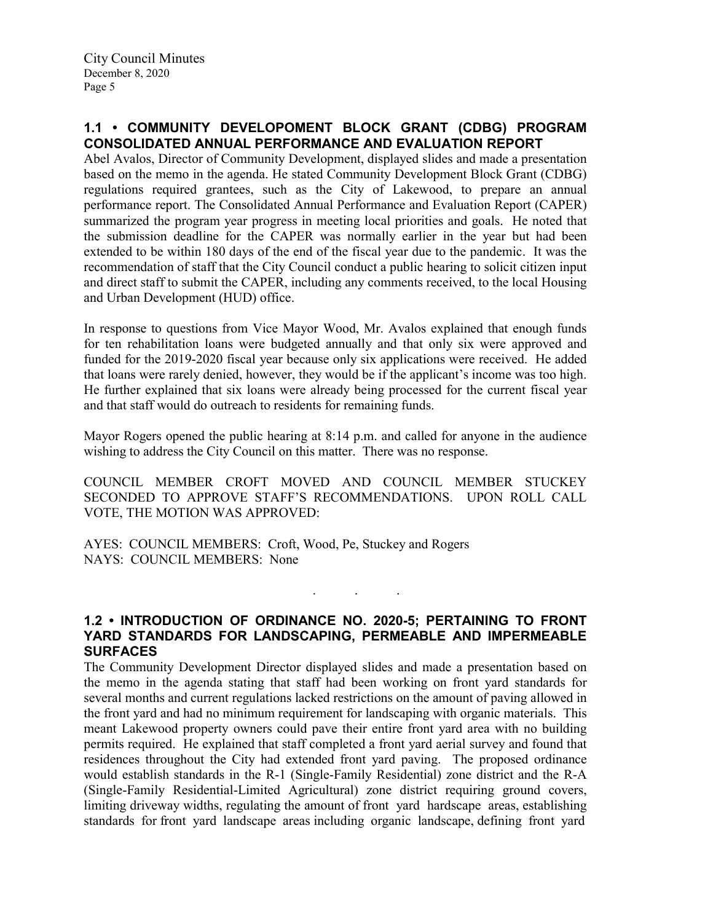## 1.1 • COMMUNITY DEVELOPOMENT BLOCK GRANT (CDBG) PROGRAM CONSOLIDATED ANNUAL PERFORMANCE AND EVALUATION REPORT

Abel Avalos, Director of Community Development, displayed slides and made a presentation based on the memo in the agenda. He stated Community Development Block Grant (CDBG) regulations required grantees, such as the City of Lakewood, to prepare an annual performance report. The Consolidated Annual Performance and Evaluation Report (CAPER) summarized the program year progress in meeting local priorities and goals. He noted that the submission deadline for the CAPER was normally earlier in the year but had been extended to be within 180 days of the end of the fiscal year due to the pandemic. It was the recommendation of staff that the City Council conduct a public hearing to solicit citizen input and direct staff to submit the CAPER, including any comments received, to the local Housing and Urban Development (HUD) office.

In response to questions from Vice Mayor Wood, Mr. Avalos explained that enough funds for ten rehabilitation loans were budgeted annually and that only six were approved and funded for the 2019-2020 fiscal year because only six applications were received. He added that loans were rarely denied, however, they would be if the applicant's income was too high. He further explained that six loans were already being processed for the current fiscal year and that staff would do outreach to residents for remaining funds.

Mayor Rogers opened the public hearing at 8:14 p.m. and called for anyone in the audience wishing to address the City Council on this matter. There was no response.

COUNCIL MEMBER CROFT MOVED AND COUNCIL MEMBER STUCKEY SECONDED TO APPROVE STAFF'S RECOMMENDATIONS. UPON ROLL CALL VOTE, THE MOTION WAS APPROVED:

AYES: COUNCIL MEMBERS: Croft, Wood, Pe, Stuckey and Rogers
NAYS: COUNCIL MEMBERS: None

. . .

## 1.2 • INTRODUCTION OF ORDINANCE NO. 2020-5; PERTAINING TO FRONT YARD STANDARDS FOR LANDSCAPING, PERMEABLE AND IMPERMEABLE SURFACES

The Community Development Director displayed slides and made a presentation based on the memo in the agenda stating that staff had been working on front yard standards for several months and current regulations lacked restrictions on the amount of paving allowed in the front yard and had no minimum requirement for landscaping with organic materials. This meant Lakewood property owners could pave their entire front yard area with no building permits required. He explained that staff completed a front yard aerial survey and found that residences throughout the City had extended front yard paving. The proposed ordinance would establish standards in the R-1 (Single-Family Residential) zone district and the R-A (Single-Family Residential-Limited Agricultural) zone district requiring ground covers, limiting driveway widths, regulating the amount of front yard hardscape areas, establishing standards for front yard landscape areas including organic landscape, defining front yard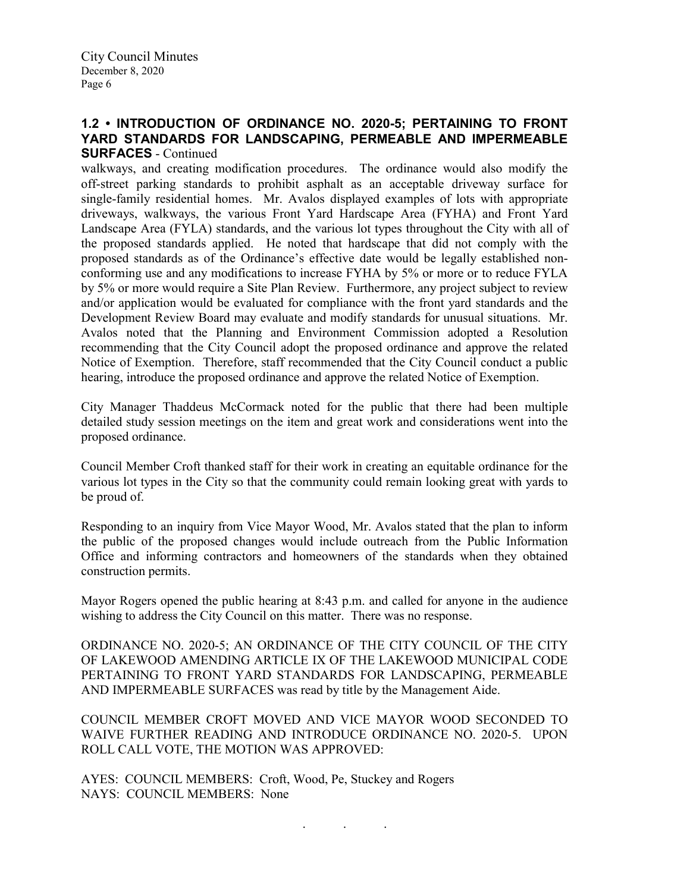### 1.2 • INTRODUCTION OF ORDINANCE NO. 2020-5; PERTAINING TO FRONT YARD STANDARDS FOR LANDSCAPING, PERMEABLE AND IMPERMEABLE SURFACES - Continued

walkways, and creating modification procedures. The ordinance would also modify the off-street parking standards to prohibit asphalt as an acceptable driveway surface for single-family residential homes. Mr. Avalos displayed examples of lots with appropriate driveways, walkways, the various Front Yard Hardscape Area (FYHA) and Front Yard Landscape Area (FYLA) standards, and the various lot types throughout the City with all of the proposed standards applied. He noted that hardscape that did not comply with the proposed standards as of the Ordinance's effective date would be legally established non-conforming use and any modifications to increase FYHA by 5% or more or to reduce FYLA by 5% or more would require a Site Plan Review. Furthermore, any project subject to review and/or application would be evaluated for compliance with the front yard standards and the Development Review Board may evaluate and modify standards for unusual situations. Mr. Avalos noted that the Planning and Environment Commission adopted a Resolution recommending that the City Council adopt the proposed ordinance and approve the related Notice of Exemption. Therefore, staff recommended that the City Council conduct a public hearing, introduce the proposed ordinance and approve the related Notice of Exemption.

City Manager Thaddeus McCormack noted for the public that there had been multiple detailed study session meetings on the item and great work and considerations went into the proposed ordinance.

Council Member Croft thanked staff for their work in creating an equitable ordinance for the various lot types in the City so that the community could remain looking great with yards to be proud of.

Responding to an inquiry from Vice Mayor Wood, Mr. Avalos stated that the plan to inform the public of the proposed changes would include outreach from the Public Information Office and informing contractors and homeowners of the standards when they obtained construction permits.

Mayor Rogers opened the public hearing at 8:43 p.m. and called for anyone in the audience wishing to address the City Council on this matter. There was no response.

ORDINANCE NO. 2020-5; AN ORDINANCE OF THE CITY COUNCIL OF THE CITY OF LAKEWOOD AMENDING ARTICLE IX OF THE LAKEWOOD MUNICIPAL CODE PERTAINING TO FRONT YARD STANDARDS FOR LANDSCAPING, PERMEABLE AND IMPERMEABLE SURFACES was read by title by the Management Aide.

COUNCIL MEMBER CROFT MOVED AND VICE MAYOR WOOD SECONDED TO WAIVE FURTHER READING AND INTRODUCE ORDINANCE NO. 2020-5. UPON ROLL CALL VOTE, THE MOTION WAS APPROVED:

AYES: COUNCIL MEMBERS: Croft, Wood, Pe, Stuckey and Rogers
NAYS: COUNCIL MEMBERS: None

. . .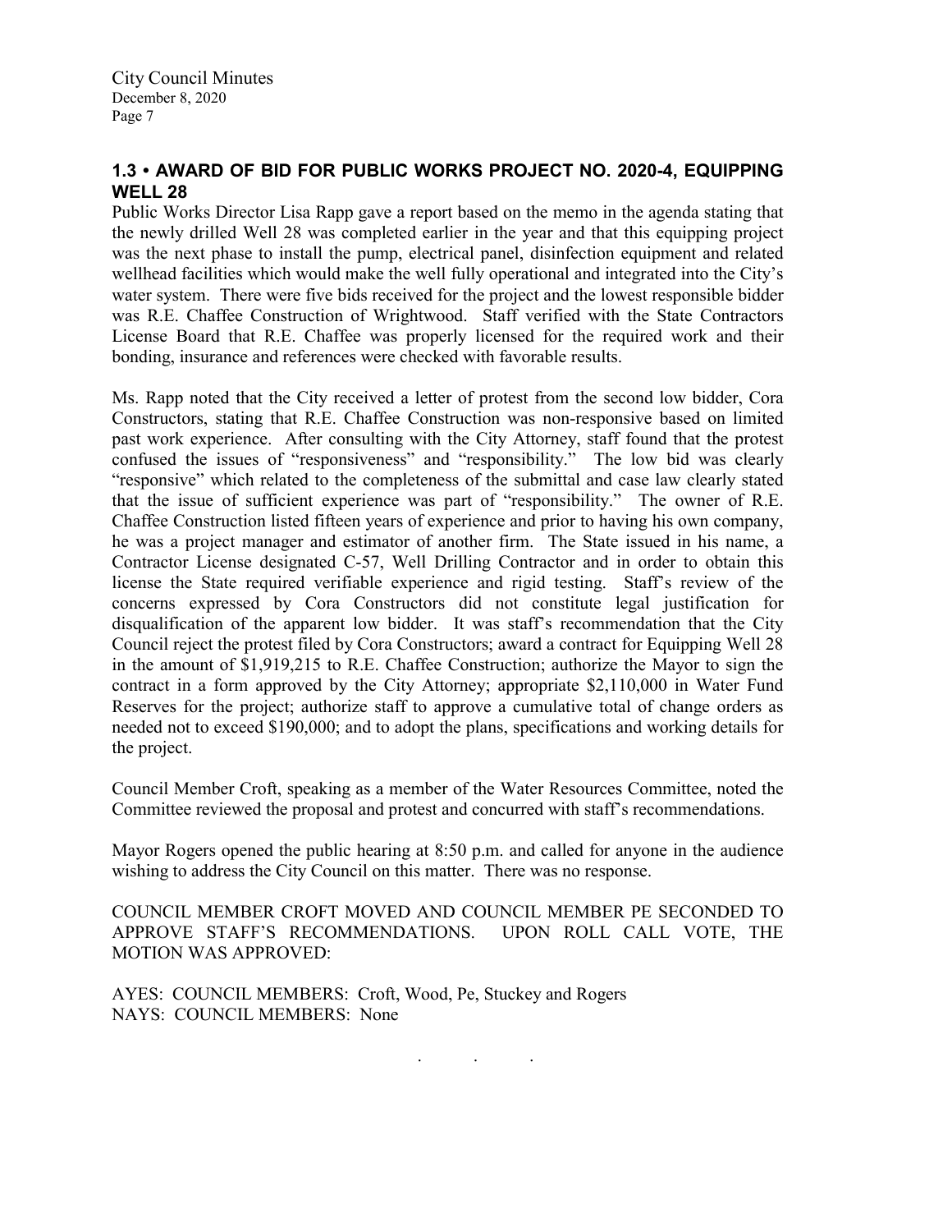### 1.3 • AWARD OF BID FOR PUBLIC WORKS PROJECT NO. 2020-4, EQUIPPING WELL 28

Public Works Director Lisa Rapp gave a report based on the memo in the agenda stating that the newly drilled Well 28 was completed earlier in the year and that this equipping project was the next phase to install the pump, electrical panel, disinfection equipment and related wellhead facilities which would make the well fully operational and integrated into the City's water system. There were five bids received for the project and the lowest responsible bidder was R.E. Chaffee Construction of Wrightwood. Staff verified with the State Contractors License Board that R.E. Chaffee was properly licensed for the required work and their bonding, insurance and references were checked with favorable results.

Ms. Rapp noted that the City received a letter of protest from the second low bidder, Cora Constructors, stating that R.E. Chaffee Construction was non-responsive based on limited past work experience. After consulting with the City Attorney, staff found that the protest confused the issues of "responsiveness" and "responsibility." The low bid was clearly "responsive" which related to the completeness of the submittal and case law clearly stated that the issue of sufficient experience was part of "responsibility." The owner of R.E. Chaffee Construction listed fifteen years of experience and prior to having his own company, he was a project manager and estimator of another firm. The State issued in his name, a Contractor License designated C-57, Well Drilling Contractor and in order to obtain this license the State required verifiable experience and rigid testing. Staff's review of the concerns expressed by Cora Constructors did not constitute legal justification for disqualification of the apparent low bidder. It was staff's recommendation that the City Council reject the protest filed by Cora Constructors; award a contract for Equipping Well 28 in the amount of $1,919,215 to R.E. Chaffee Construction; authorize the Mayor to sign the contract in a form approved by the City Attorney; appropriate $2,110,000 in Water Fund Reserves for the project; authorize staff to approve a cumulative total of change orders as needed not to exceed $190,000; and to adopt the plans, specifications and working details for the project.

Council Member Croft, speaking as a member of the Water Resources Committee, noted the Committee reviewed the proposal and protest and concurred with staff's recommendations.

Mayor Rogers opened the public hearing at 8:50 p.m. and called for anyone in the audience wishing to address the City Council on this matter. There was no response.

COUNCIL MEMBER CROFT MOVED AND COUNCIL MEMBER PE SECONDED TO APPROVE STAFF'S RECOMMENDATIONS. UPON ROLL CALL VOTE, THE MOTION WAS APPROVED:

AYES: COUNCIL MEMBERS: Croft, Wood, Pe, Stuckey and Rogers
NAYS: COUNCIL MEMBERS: None

. . .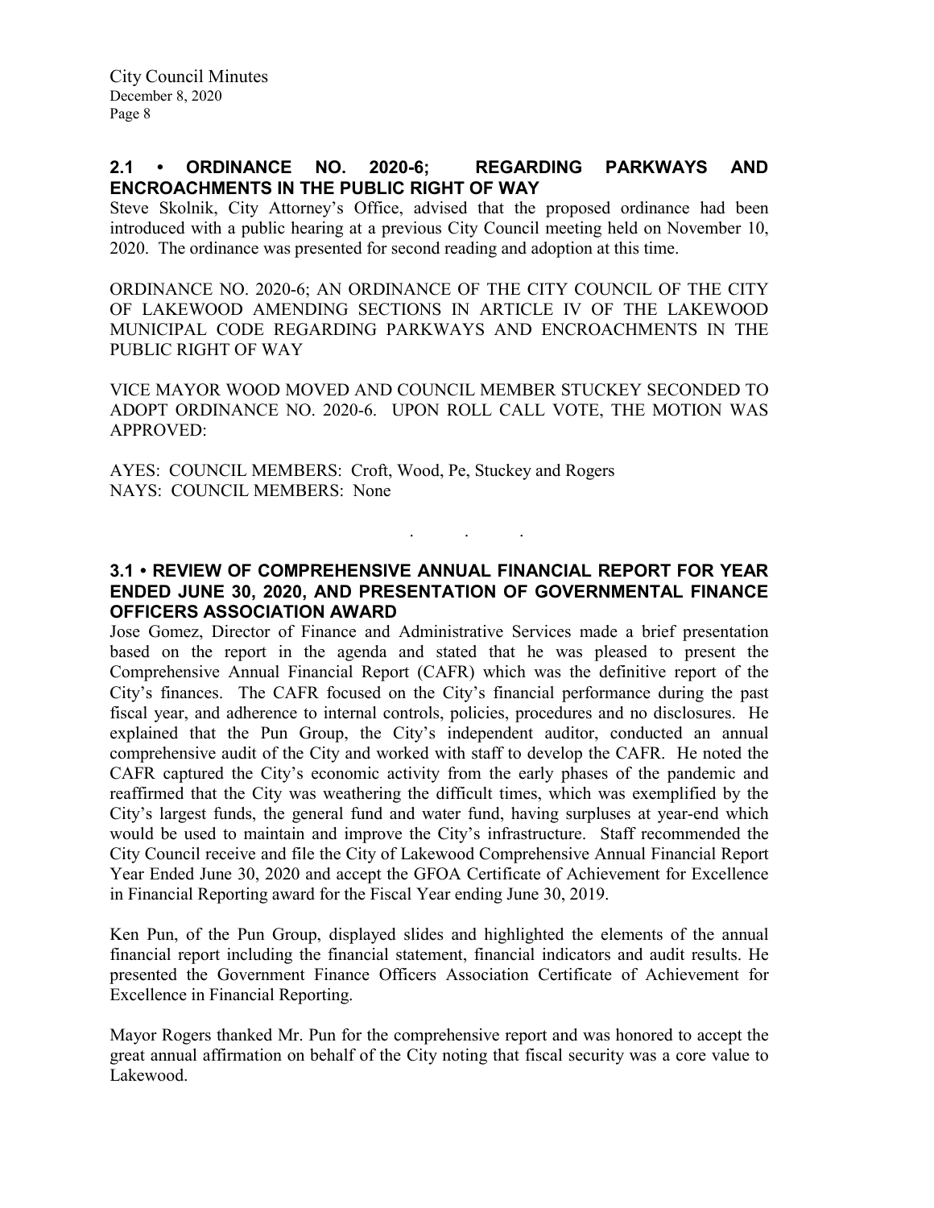## 2.1 • ORDINANCE NO. 2020-6; REGARDING PARKWAYS AND ENCROACHMENTS IN THE PUBLIC RIGHT OF WAY

Steve Skolnik, City Attorney's Office, advised that the proposed ordinance had been introduced with a public hearing at a previous City Council meeting held on November 10, 2020. The ordinance was presented for second reading and adoption at this time.

ORDINANCE NO. 2020-6; AN ORDINANCE OF THE CITY COUNCIL OF THE CITY OF LAKEWOOD AMENDING SECTIONS IN ARTICLE IV OF THE LAKEWOOD MUNICIPAL CODE REGARDING PARKWAYS AND ENCROACHMENTS IN THE PUBLIC RIGHT OF WAY

VICE MAYOR WOOD MOVED AND COUNCIL MEMBER STUCKEY SECONDED TO ADOPT ORDINANCE NO. 2020-6. UPON ROLL CALL VOTE, THE MOTION WAS APPROVED:

AYES: COUNCIL MEMBERS: Croft, Wood, Pe, Stuckey and Rogers
NAYS: COUNCIL MEMBERS: None

. . .

## 3.1 • REVIEW OF COMPREHENSIVE ANNUAL FINANCIAL REPORT FOR YEAR ENDED JUNE 30, 2020, AND PRESENTATION OF GOVERNMENTAL FINANCE OFFICERS ASSOCIATION AWARD

Jose Gomez, Director of Finance and Administrative Services made a brief presentation based on the report in the agenda and stated that he was pleased to present the Comprehensive Annual Financial Report (CAFR) which was the definitive report of the City's finances. The CAFR focused on the City's financial performance during the past fiscal year, and adherence to internal controls, policies, procedures and no disclosures. He explained that the Pun Group, the City's independent auditor, conducted an annual comprehensive audit of the City and worked with staff to develop the CAFR. He noted the CAFR captured the City's economic activity from the early phases of the pandemic and reaffirmed that the City was weathering the difficult times, which was exemplified by the City's largest funds, the general fund and water fund, having surpluses at year-end which would be used to maintain and improve the City's infrastructure. Staff recommended the City Council receive and file the City of Lakewood Comprehensive Annual Financial Report Year Ended June 30, 2020 and accept the GFOA Certificate of Achievement for Excellence in Financial Reporting award for the Fiscal Year ending June 30, 2019.

Ken Pun, of the Pun Group, displayed slides and highlighted the elements of the annual financial report including the financial statement, financial indicators and audit results. He presented the Government Finance Officers Association Certificate of Achievement for Excellence in Financial Reporting.

Mayor Rogers thanked Mr. Pun for the comprehensive report and was honored to accept the great annual affirmation on behalf of the City noting that fiscal security was a core value to Lakewood.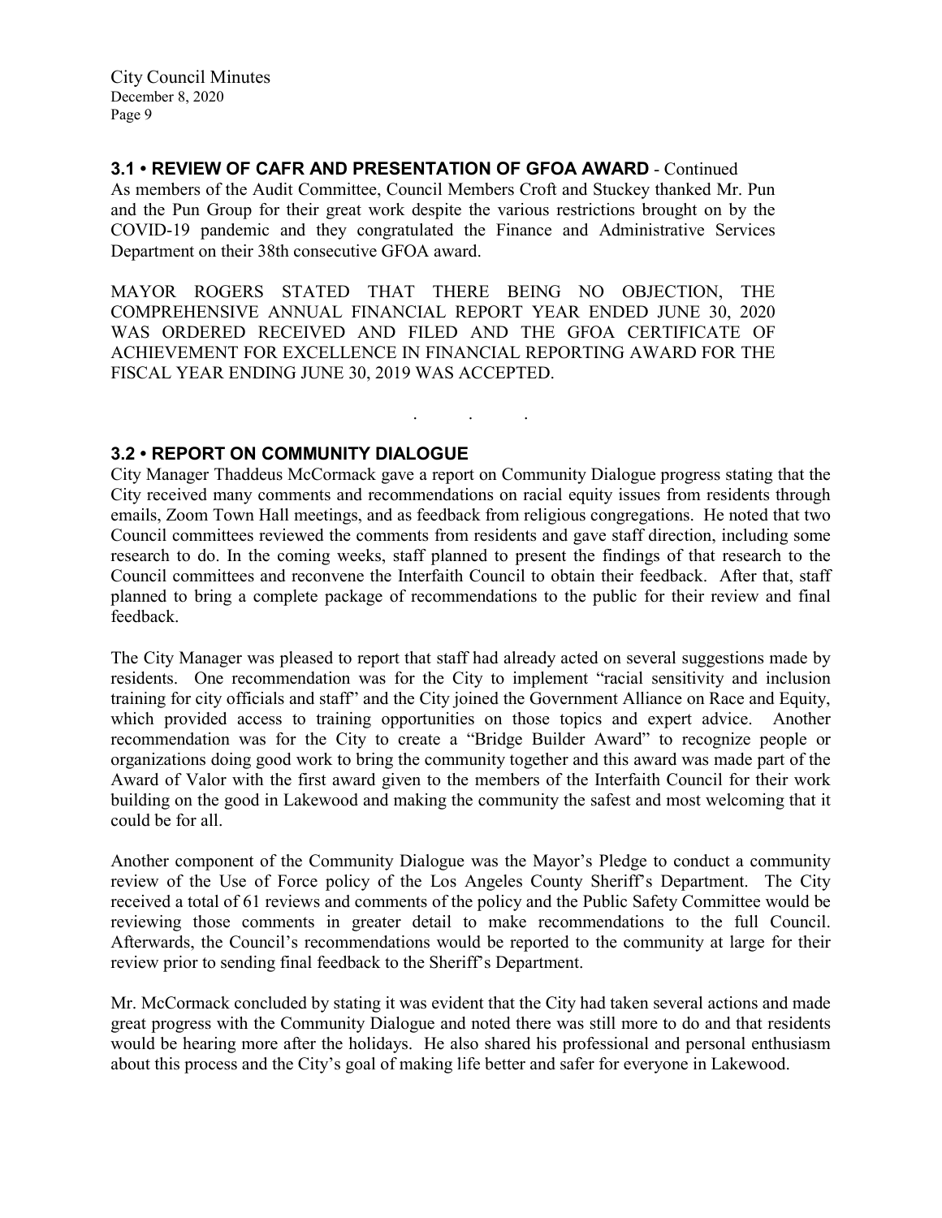### 3.1 • REVIEW OF CAFR AND PRESENTATION OF GFOA AWARD - Continued

As members of the Audit Committee, Council Members Croft and Stuckey thanked Mr. Pun and the Pun Group for their great work despite the various restrictions brought on by the COVID-19 pandemic and they congratulated the Finance and Administrative Services Department on their 38th consecutive GFOA award.

MAYOR ROGERS STATED THAT THERE BEING NO OBJECTION, THE COMPREHENSIVE ANNUAL FINANCIAL REPORT YEAR ENDED JUNE 30, 2020 WAS ORDERED RECEIVED AND FILED AND THE GFOA CERTIFICATE OF ACHIEVEMENT FOR EXCELLENCE IN FINANCIAL REPORTING AWARD FOR THE FISCAL YEAR ENDING JUNE 30, 2019 WAS ACCEPTED.

. . .

### 3.2 • REPORT ON COMMUNITY DIALOGUE

City Manager Thaddeus McCormack gave a report on Community Dialogue progress stating that the City received many comments and recommendations on racial equity issues from residents through emails, Zoom Town Hall meetings, and as feedback from religious congregations. He noted that two Council committees reviewed the comments from residents and gave staff direction, including some research to do. In the coming weeks, staff planned to present the findings of that research to the Council committees and reconvene the Interfaith Council to obtain their feedback. After that, staff planned to bring a complete package of recommendations to the public for their review and final feedback.

The City Manager was pleased to report that staff had already acted on several suggestions made by residents. One recommendation was for the City to implement "racial sensitivity and inclusion training for city officials and staff" and the City joined the Government Alliance on Race and Equity, which provided access to training opportunities on those topics and expert advice. Another recommendation was for the City to create a "Bridge Builder Award" to recognize people or organizations doing good work to bring the community together and this award was made part of the Award of Valor with the first award given to the members of the Interfaith Council for their work building on the good in Lakewood and making the community the safest and most welcoming that it could be for all.

Another component of the Community Dialogue was the Mayor's Pledge to conduct a community review of the Use of Force policy of the Los Angeles County Sheriff's Department. The City received a total of 61 reviews and comments of the policy and the Public Safety Committee would be reviewing those comments in greater detail to make recommendations to the full Council. Afterwards, the Council's recommendations would be reported to the community at large for their review prior to sending final feedback to the Sheriff's Department.

Mr. McCormack concluded by stating it was evident that the City had taken several actions and made great progress with the Community Dialogue and noted there was still more to do and that residents would be hearing more after the holidays. He also shared his professional and personal enthusiasm about this process and the City's goal of making life better and safer for everyone in Lakewood.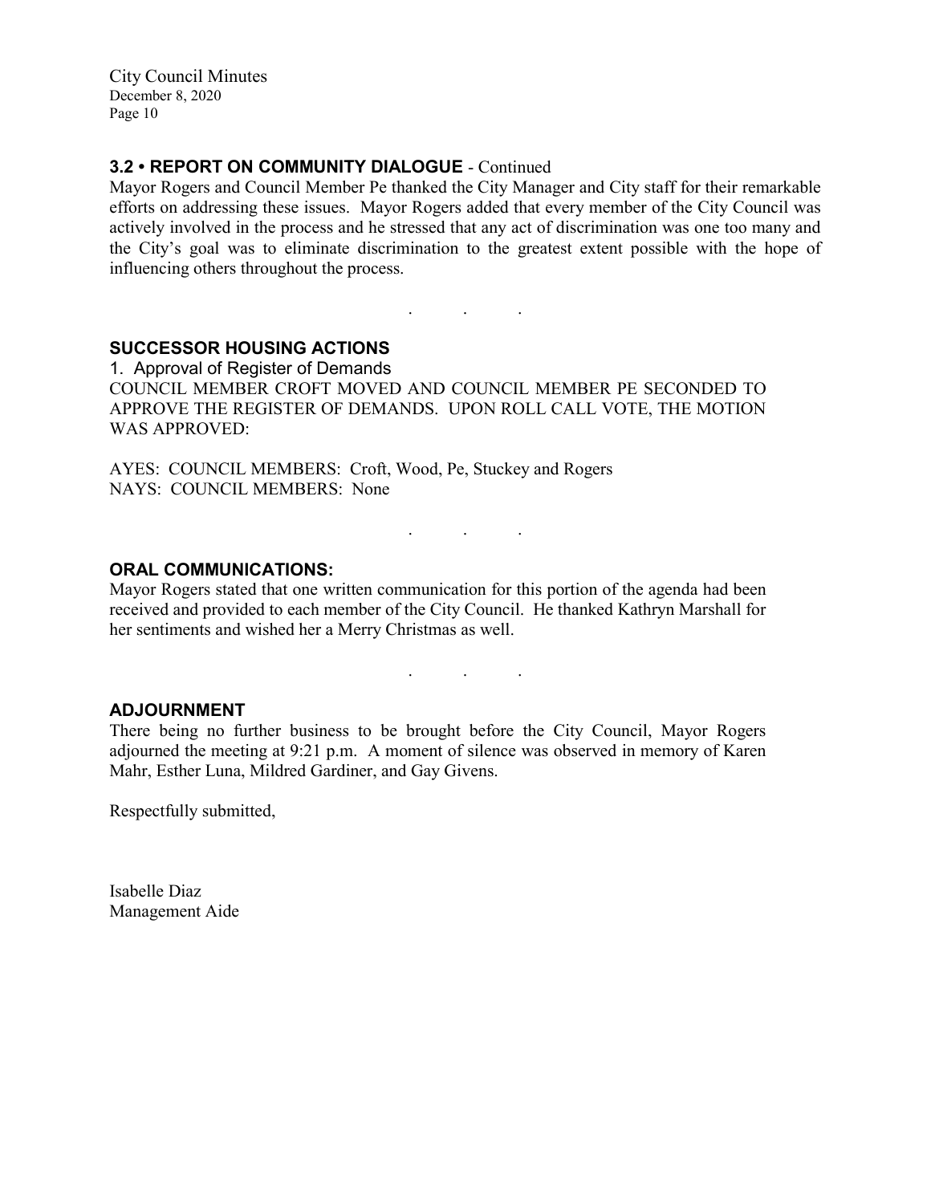### 3.2 • REPORT ON COMMUNITY DIALOGUE - Continued

Mayor Rogers and Council Member Pe thanked the City Manager and City staff for their remarkable efforts on addressing these issues. Mayor Rogers added that every member of the City Council was actively involved in the process and he stressed that any act of discrimination was one too many and the City's goal was to eliminate discrimination to the greatest extent possible with the hope of influencing others throughout the process.

. . .

## SUCCESSOR HOUSING ACTIONS

1. Approval of Register of Demands

COUNCIL MEMBER CROFT MOVED AND COUNCIL MEMBER PE SECONDED TO APPROVE THE REGISTER OF DEMANDS. UPON ROLL CALL VOTE, THE MOTION WAS APPROVED:

AYES: COUNCIL MEMBERS: Croft, Wood, Pe, Stuckey and Rogers
NAYS: COUNCIL MEMBERS: None

. . .

## ORAL COMMUNICATIONS:

Mayor Rogers stated that one written communication for this portion of the agenda had been received and provided to each member of the City Council. He thanked Kathryn Marshall for her sentiments and wished her a Merry Christmas as well.

. . .

## ADJOURNMENT

There being no further business to be brought before the City Council, Mayor Rogers adjourned the meeting at 9:21 p.m. A moment of silence was observed in memory of Karen Mahr, Esther Luna, Mildred Gardiner, and Gay Givens.

Respectfully submitted,

Isabelle Diaz
Management Aide